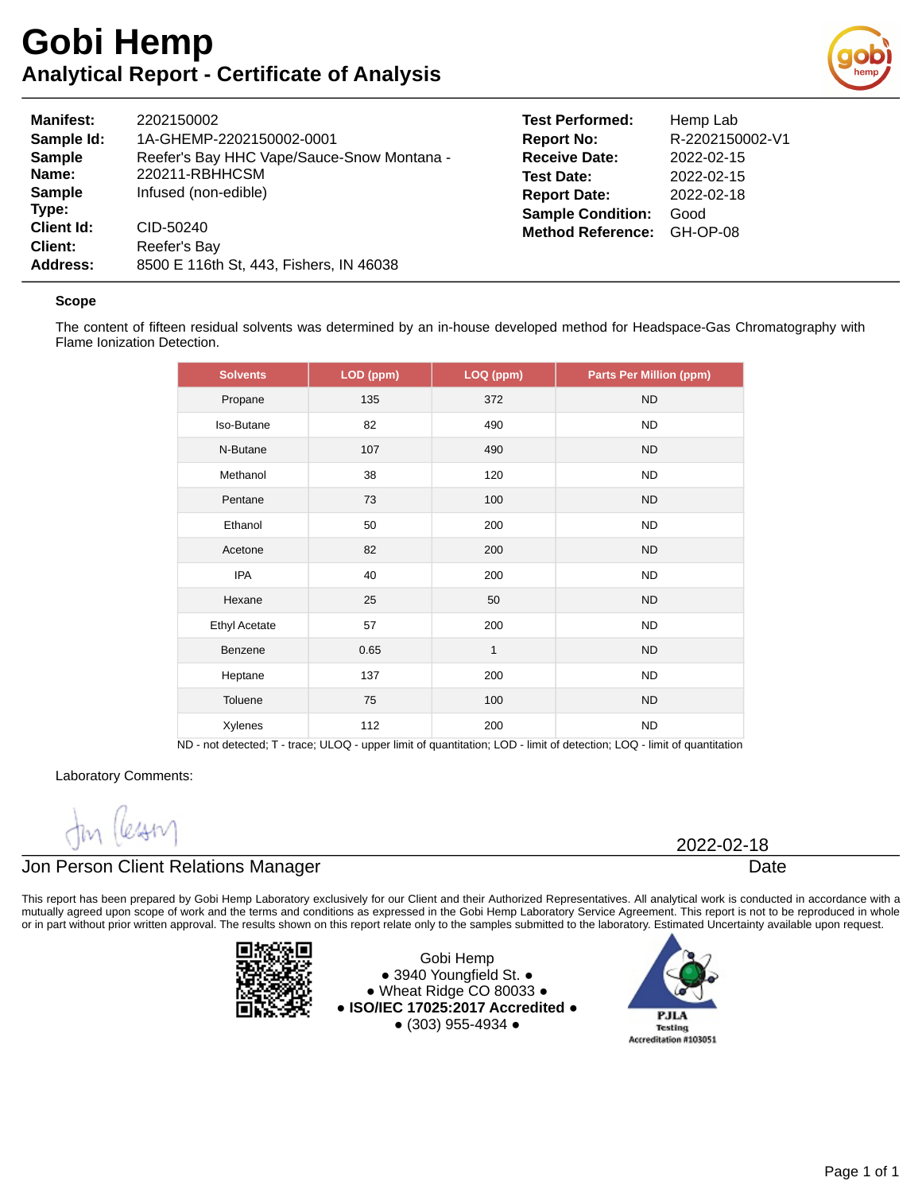# Gobi Hemp

## Analytical Report - Certificate of Analysis

| | | | |
|---|---|---|---|
| **Manifest:** | 2202150002 | **Test Performed:** | Hemp Lab |
| **Sample Id:** | 1A-GHEMP-2202150002-0001 | **Report No:** | R-2202150002-V1 |
| **Sample Name:** | Reefer's Bay HHC Vape/Sauce-Snow Montana - 220211-RBHHCSM | **Receive Date:** | 2022-02-15 |
| **Sample Type:** | Infused (non-edible) | **Test Date:** | 2022-02-15 |
| **Client Id:** | CID-50240 | **Report Date:** | 2022-02-18 |
| **Client:** | Reefer's Bay | **Sample Condition:** | Good |
| **Address:** | 8500 E 116th St, 443, Fishers, IN 46038 | **Method Reference:** | GH-OP-08 |

### Scope

The content of fifteen residual solvents was determined by an in-house developed method for Headspace-Gas Chromatography with Flame Ionization Detection.

| Solvents | LOD (ppm) | LOQ (ppm) | Parts Per Million (ppm) |
|---|---|---|---|
| Propane | 135 | 372 | ND |
| Iso-Butane | 82 | 490 | ND |
| N-Butane | 107 | 490 | ND |
| Methanol | 38 | 120 | ND |
| Pentane | 73 | 100 | ND |
| Ethanol | 50 | 200 | ND |
| Acetone | 82 | 200 | ND |
| IPA | 40 | 200 | ND |
| Hexane | 25 | 50 | ND |
| Ethyl Acetate | 57 | 200 | ND |
| Benzene | 0.65 | 1 | ND |
| Heptane | 137 | 200 | ND |
| Toluene | 75 | 100 | ND |
| Xylenes | 112 | 200 | ND |

ND - not detected; T - trace; ULOQ - upper limit of quantitation; LOD - limit of detection; LOQ - limit of quantitation

Laboratory Comments:

Jon Person Client Relations Manager — 2022-02-18 (Date)

This report has been prepared by Gobi Hemp Laboratory exclusively for our Client and their Authorized Representatives. All analytical work is conducted in accordance with a mutually agreed upon scope of work and the terms and conditions as expressed in the Gobi Hemp Laboratory Service Agreement. This report is not to be reproduced in whole or in part without prior written approval. The results shown on this report relate only to the samples submitted to the laboratory. Estimated Uncertainty available upon request.

Gobi Hemp
• 3940 Youngfield St. •
• Wheat Ridge CO 80033 •
• **ISO/IEC 17025:2017 Accredited** •
• (303) 955-4934 •

PJLA Testing Accreditation #103051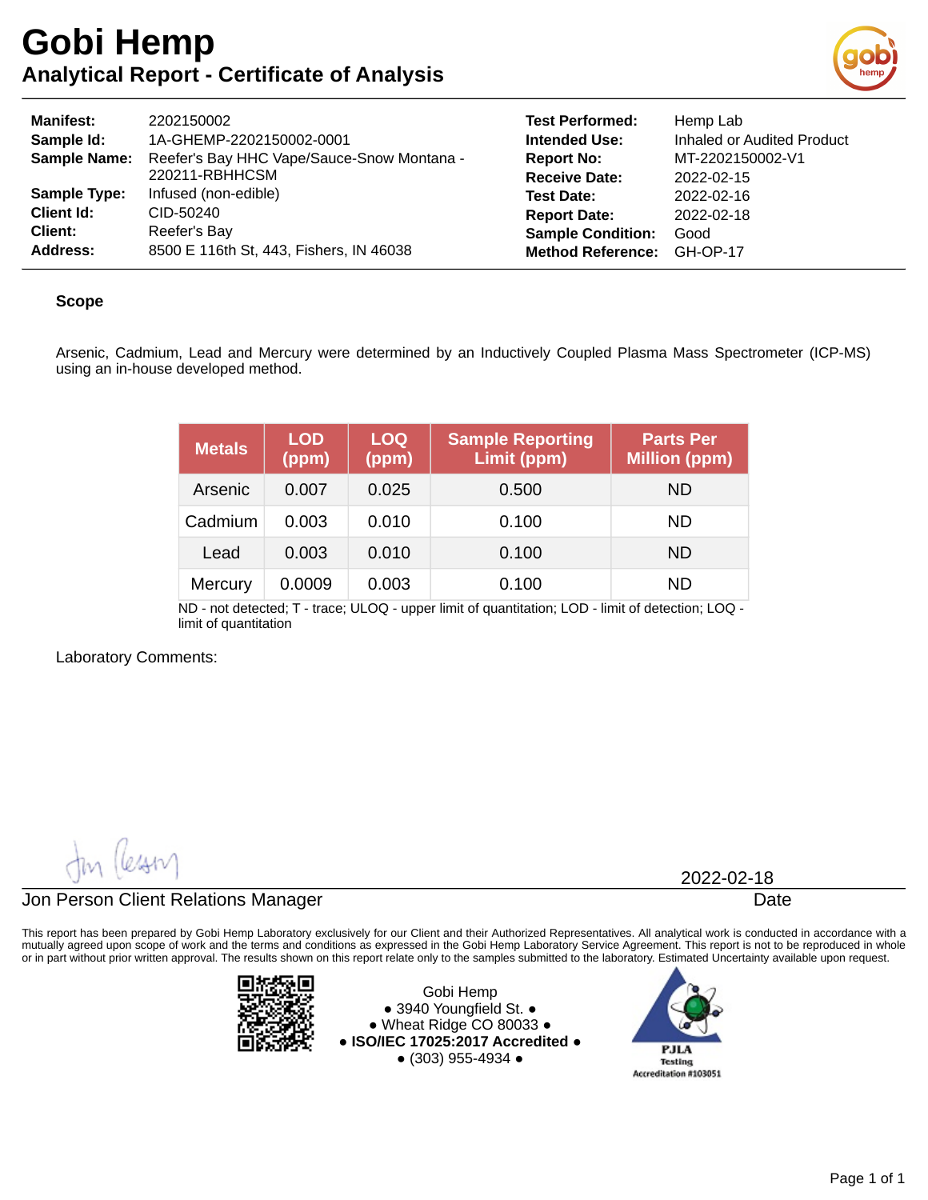# Gobi Hemp

## Analytical Report - Certificate of Analysis

| | | | |
|---|---|---|---|
| **Manifest:** | 2202150002 | **Test Performed:** | Hemp Lab |
| **Sample Id:** | 1A-GHEMP-2202150002-0001 | **Intended Use:** | Inhaled or Audited Product |
| **Sample Name:** | Reefer's Bay HHC Vape/Sauce-Snow Montana - 220211-RBHHCSM | **Report No:** | MT-2202150002-V1 |
| | | **Receive Date:** | 2022-02-15 |
| **Sample Type:** | Infused (non-edible) | **Test Date:** | 2022-02-16 |
| **Client Id:** | CID-50240 | **Report Date:** | 2022-02-18 |
| **Client:** | Reefer's Bay | **Sample Condition:** | Good |
| **Address:** | 8500 E 116th St, 443, Fishers, IN 46038 | **Method Reference:** | GH-OP-17 |

### Scope

Arsenic, Cadmium, Lead and Mercury were determined by an Inductively Coupled Plasma Mass Spectrometer (ICP-MS) using an in-house developed method.

| Metals | LOD (ppm) | LOQ (ppm) | Sample Reporting Limit (ppm) | Parts Per Million (ppm) |
|---|---|---|---|---|
| Arsenic | 0.007 | 0.025 | 0.500 | ND |
| Cadmium | 0.003 | 0.010 | 0.100 | ND |
| Lead | 0.003 | 0.010 | 0.100 | ND |
| Mercury | 0.0009 | 0.003 | 0.100 | ND |

ND - not detected; T - trace; ULOQ - upper limit of quantitation; LOD - limit of detection; LOQ - limit of quantitation

Laboratory Comments:

Jon Person Client Relations Manager — 2022-02-18 Date

This report has been prepared by Gobi Hemp Laboratory exclusively for our Client and their Authorized Representatives. All analytical work is conducted in accordance with a mutually agreed upon scope of work and the terms and conditions as expressed in the Gobi Hemp Laboratory Service Agreement. This report is not to be reproduced in whole or in part without prior written approval. The results shown on this report relate only to the samples submitted to the laboratory. Estimated Uncertainty available upon request.

Gobi Hemp
● 3940 Youngfield St. ●
● Wheat Ridge CO 80033 ●
● **ISO/IEC 17025:2017 Accredited** ●
● (303) 955-4934 ●

PJLA Testing Accreditation #103051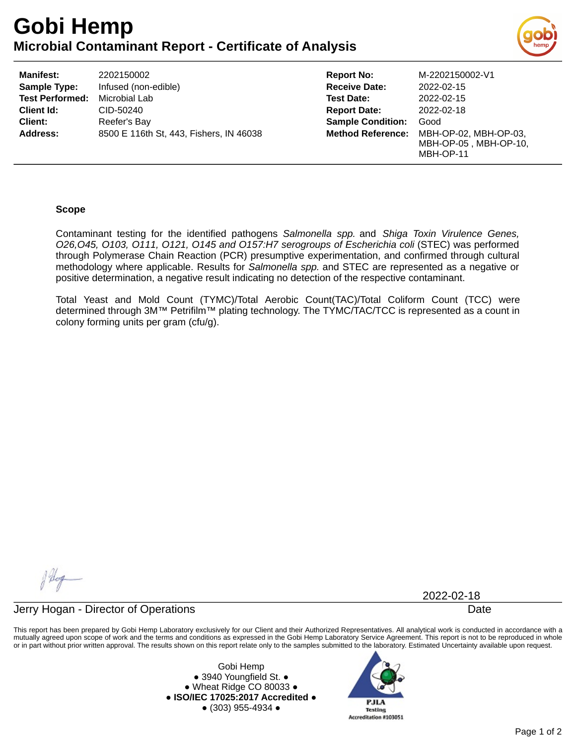# Gobi Hemp

## Microbial Contaminant Report - Certificate of Analysis

| | | | |
|---|---|---|---|
| **Manifest:** | 2202150002 | **Report No:** | M-2202150002-V1 |
| **Sample Type:** | Infused (non-edible) | **Receive Date:** | 2022-02-15 |
| **Test Performed:** | Microbial Lab | **Test Date:** | 2022-02-15 |
| **Client Id:** | CID-50240 | **Report Date:** | 2022-02-18 |
| **Client:** | Reefer's Bay | **Sample Condition:** | Good |
| **Address:** | 8500 E 116th St, 443, Fishers, IN 46038 | **Method Reference:** | MBH-OP-02, MBH-OP-03, MBH-OP-05 , MBH-OP-10, MBH-OP-11 |

**Scope**

Contaminant testing for the identified pathogens *Salmonella spp.* and *Shiga Toxin Virulence Genes, O26,O45, O103, O111, O121, O145 and O157:H7 serogroups of Escherichia coli* (STEC) was performed through Polymerase Chain Reaction (PCR) presumptive experimentation, and confirmed through cultural methodology where applicable. Results for *Salmonella spp.* and STEC are represented as a negative or positive determination, a negative result indicating no detection of the respective contaminant.

Total Yeast and Mold Count (TYMC)/Total Aerobic Count(TAC)/Total Coliform Count (TCC) were determined through 3M™ Petrifilm™ plating technology. The TYMC/TAC/TCC is represented as a count in colony forming units per gram (cfu/g).

Jerry Hogan - Director of Operations

2022-02-18
Date

This report has been prepared by Gobi Hemp Laboratory exclusively for our Client and their Authorized Representatives. All analytical work is conducted in accordance with a mutually agreed upon scope of work and the terms and conditions as expressed in the Gobi Hemp Laboratory Service Agreement. This report is not to be reproduced in whole or in part without prior written approval. The results shown on this report relate only to the samples submitted to the laboratory. Estimated Uncertainty available upon request.

Gobi Hemp
● 3940 Youngfield St. ●
● Wheat Ridge CO 80033 ●
● **ISO/IEC 17025:2017 Accredited** ●
● (303) 955-4934 ●

PJLA Testing Accreditation #103051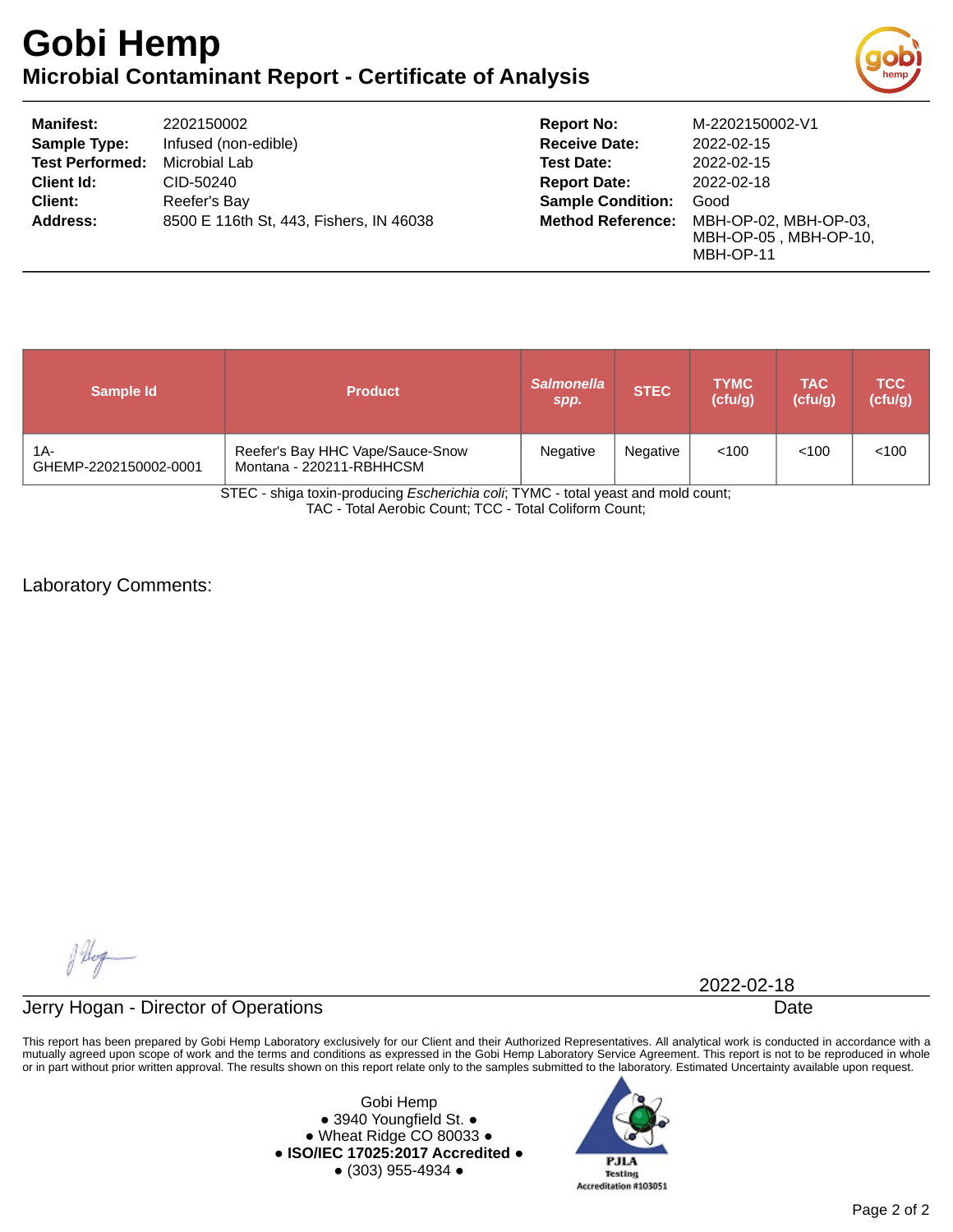# Gobi Hemp

## Microbial Contaminant Report - Certificate of Analysis

| | | | |
|---|---|---|---|
| **Manifest:** | 2202150002 | **Report No:** | M-2202150002-V1 |
| **Sample Type:** | Infused (non-edible) | **Receive Date:** | 2022-02-15 |
| **Test Performed:** | Microbial Lab | **Test Date:** | 2022-02-15 |
| **Client Id:** | CID-50240 | **Report Date:** | 2022-02-18 |
| **Client:** | Reefer's Bay | **Sample Condition:** | Good |
| **Address:** | 8500 E 116th St, 443, Fishers, IN 46038 | **Method Reference:** | MBH-OP-02, MBH-OP-03, MBH-OP-05 , MBH-OP-10, MBH-OP-11 |

| Sample Id | Product | *Salmonella spp.* | STEC | TYMC (cfu/g) | TAC (cfu/g) | TCC (cfu/g) |
|---|---|---|---|---|---|---|
| 1A-GHEMP-2202150002-0001 | Reefer's Bay HHC Vape/Sauce-Snow Montana - 220211-RBHHCSM | Negative | Negative | <100 | <100 | <100 |

STEC - shiga toxin-producing *Escherichia coli*; TYMC - total yeast and mold count;
TAC - Total Aerobic Count; TCC - Total Coliform Count;

Laboratory Comments:

Jerry Hogan - Director of Operations

2022-02-18
Date

This report has been prepared by Gobi Hemp Laboratory exclusively for our Client and their Authorized Representatives. All analytical work is conducted in accordance with a mutually agreed upon scope of work and the terms and conditions as expressed in the Gobi Hemp Laboratory Service Agreement. This report is not to be reproduced in whole or in part without prior written approval. The results shown on this report relate only to the samples submitted to the laboratory. Estimated Uncertainty available upon request.

Gobi Hemp
● 3940 Youngfield St. ●
● Wheat Ridge CO 80033 ●
● **ISO/IEC 17025:2017 Accredited** ●
● (303) 955-4934 ●

PJLA Testing Accreditation #103051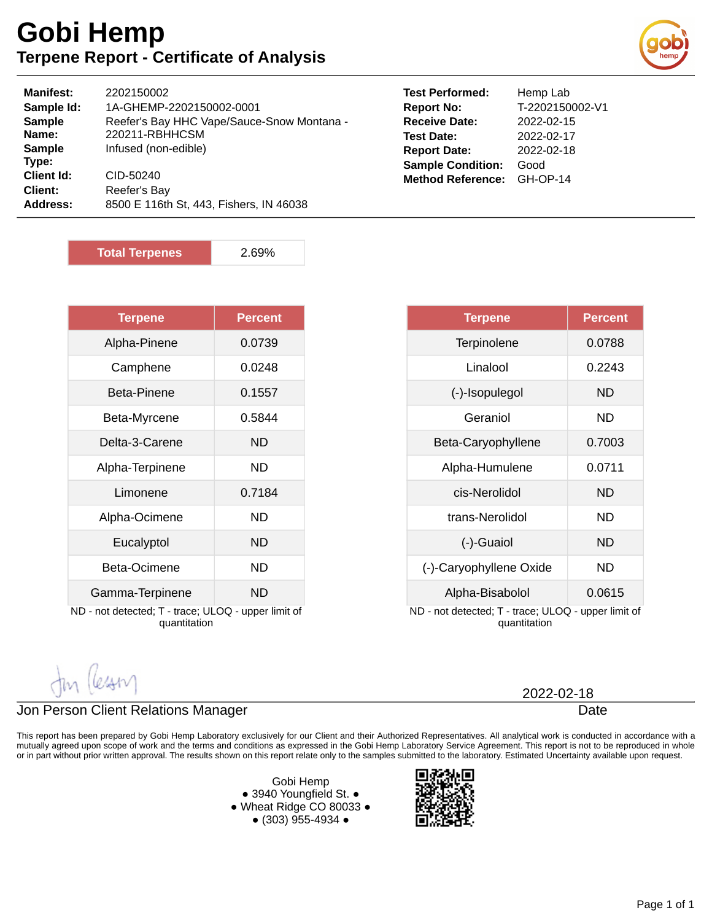# Gobi Hemp

## Terpene Report - Certificate of Analysis

| | | | |
|---|---|---|---|
| **Manifest:** | 2202150002 | **Test Performed:** | Hemp Lab |
| **Sample Id:** | 1A-GHEMP-2202150002-0001 | **Report No:** | T-2202150002-V1 |
| **Sample Name:** | Reefer's Bay HHC Vape/Sauce-Snow Montana - 220211-RBHHCSM | **Receive Date:** | 2022-02-15 |
| **Sample Type:** | Infused (non-edible) | **Test Date:** | 2022-02-17 |
| **Client Id:** | CID-50240 | **Report Date:** | 2022-02-18 |
| **Client:** | Reefer's Bay | **Sample Condition:** | Good |
| **Address:** | 8500 E 116th St, 443, Fishers, IN 46038 | **Method Reference:** | GH-OP-14 |

| Total Terpenes | 2.69% |
|---|---|

| Terpene | Percent |
|---|---|
| Alpha-Pinene | 0.0739 |
| Camphene | 0.0248 |
| Beta-Pinene | 0.1557 |
| Beta-Myrcene | 0.5844 |
| Delta-3-Carene | ND |
| Alpha-Terpinene | ND |
| Limonene | 0.7184 |
| Alpha-Ocimene | ND |
| Eucalyptol | ND |
| Beta-Ocimene | ND |
| Gamma-Terpinene | ND |

ND - not detected; T - trace; ULOQ - upper limit of quantitation

| Terpene | Percent |
|---|---|
| Terpinolene | 0.0788 |
| Linalool | 0.2243 |
| (-)-Isopulegol | ND |
| Geraniol | ND |
| Beta-Caryophyllene | 0.7003 |
| Alpha-Humulene | 0.0711 |
| cis-Nerolidol | ND |
| trans-Nerolidol | ND |
| (-)-Guaiol | ND |
| (-)-Caryophyllene Oxide | ND |
| Alpha-Bisabolol | 0.0615 |

ND - not detected; T - trace; ULOQ - upper limit of quantitation

Jon Person Client Relations Manager

2022-02-18
Date

This report has been prepared by Gobi Hemp Laboratory exclusively for our Client and their Authorized Representatives. All analytical work is conducted in accordance with a mutually agreed upon scope of work and the terms and conditions as expressed in the Gobi Hemp Laboratory Service Agreement. This report is not to be reproduced in whole or in part without prior written approval. The results shown on this report relate only to the samples submitted to the laboratory. Estimated Uncertainty available upon request.

Gobi Hemp
• 3940 Youngfield St. •
• Wheat Ridge CO 80033 •
• (303) 955-4934 •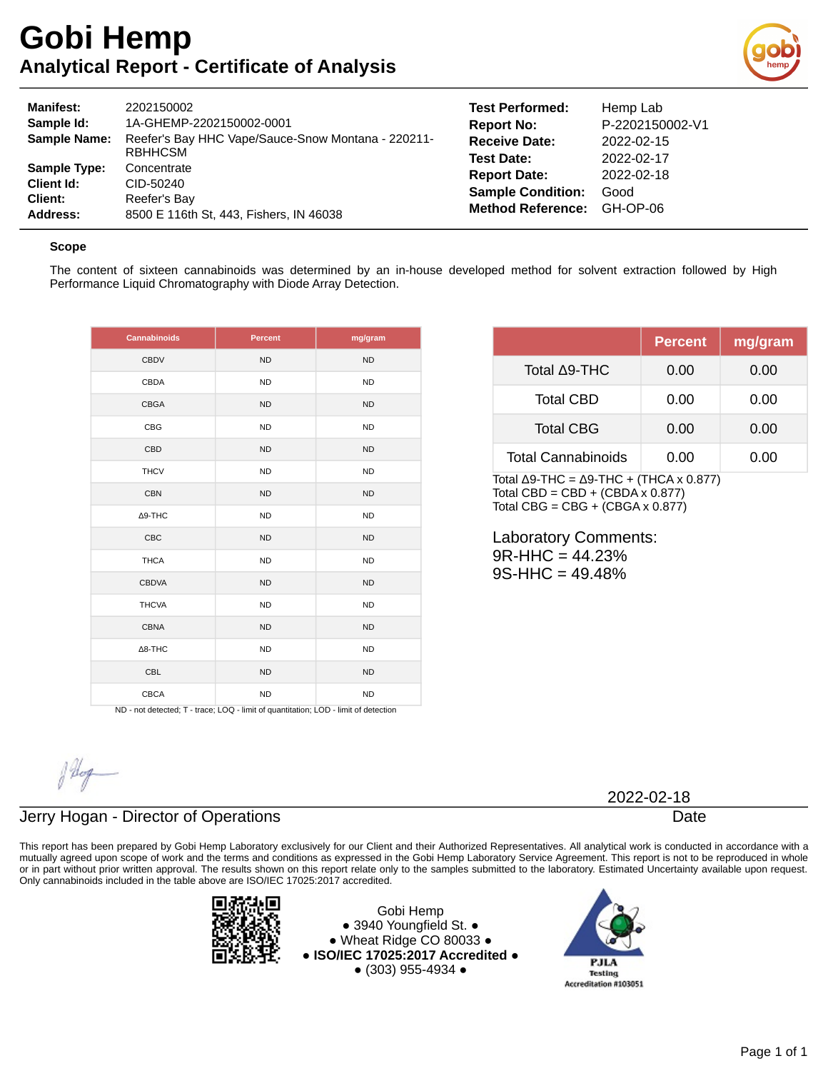# Gobi Hemp

## Analytical Report - Certificate of Analysis

| | |
|---|---|
| **Manifest:** | 2202150002 |
| **Sample Id:** | 1A-GHEMP-2202150002-0001 |
| **Sample Name:** | Reefer's Bay HHC Vape/Sauce-Snow Montana - 220211-RBHHCSM |
| **Sample Type:** | Concentrate |
| **Client Id:** | CID-50240 |
| **Client:** | Reefer's Bay |
| **Address:** | 8500 E 116th St, 443, Fishers, IN 46038 |

| | |
|---|---|
| **Test Performed:** | Hemp Lab |
| **Report No:** | P-2202150002-V1 |
| **Receive Date:** | 2022-02-15 |
| **Test Date:** | 2022-02-17 |
| **Report Date:** | 2022-02-18 |
| **Sample Condition:** | Good |
| **Method Reference:** | GH-OP-06 |

### Scope

The content of sixteen cannabinoids was determined by an in-house developed method for solvent extraction followed by High Performance Liquid Chromatography with Diode Array Detection.

| Cannabinoids | Percent | mg/gram |
|---|---|---|
| CBDV | ND | ND |
| CBDA | ND | ND |
| CBGA | ND | ND |
| CBG | ND | ND |
| CBD | ND | ND |
| THCV | ND | ND |
| CBN | ND | ND |
| Δ9-THC | ND | ND |
| CBC | ND | ND |
| THCA | ND | ND |
| CBDVA | ND | ND |
| THCVA | ND | ND |
| CBNA | ND | ND |
| Δ8-THC | ND | ND |
| CBL | ND | ND |
| CBCA | ND | ND |

ND - not detected; T - trace; LOQ - limit of quantitation; LOD - limit of detection

| | Percent | mg/gram |
|---|---|---|
| Total Δ9-THC | 0.00 | 0.00 |
| Total CBD | 0.00 | 0.00 |
| Total CBG | 0.00 | 0.00 |
| Total Cannabinoids | 0.00 | 0.00 |

Total Δ9-THC = Δ9-THC + (THCA x 0.877)
Total CBD = CBD + (CBDA x 0.877)
Total CBG = CBG + (CBGA x 0.877)

Laboratory Comments:
9R-HHC = 44.23%
9S-HHC = 49.48%

Jerry Hogan - Director of Operations

2022-02-18
Date

This report has been prepared by Gobi Hemp Laboratory exclusively for our Client and their Authorized Representatives. All analytical work is conducted in accordance with a mutually agreed upon scope of work and the terms and conditions as expressed in the Gobi Hemp Laboratory Service Agreement. This report is not to be reproduced in whole or in part without prior written approval. The results shown on this report relate only to the samples submitted to the laboratory. Estimated Uncertainty available upon request. Only cannabinoids included in the table above are ISO/IEC 17025:2017 accredited.

Gobi Hemp
• 3940 Youngfield St. •
• Wheat Ridge CO 80033 •
• **ISO/IEC 17025:2017 Accredited** •
• (303) 955-4934 •

PJLA Testing Accreditation #103051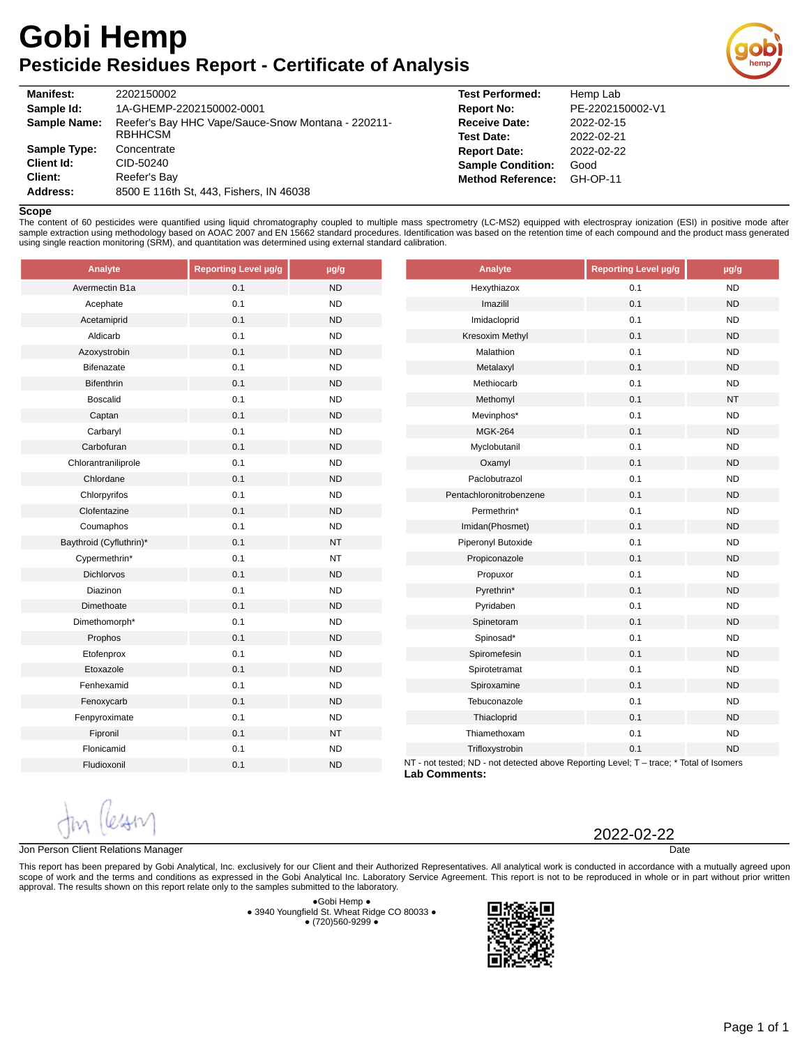# Gobi Hemp

## Pesticide Residues Report - Certificate of Analysis

| | | | |
|---|---|---|---|
| **Manifest:** | 2202150002 | **Test Performed:** | Hemp Lab |
| **Sample Id:** | 1A-GHEMP-2202150002-0001 | **Report No:** | PE-2202150002-V1 |
| **Sample Name:** | Reefer's Bay HHC Vape/Sauce-Snow Montana - 220211-RBHHCSM | **Receive Date:** | 2022-02-15 |
| | | **Test Date:** | 2022-02-21 |
| **Sample Type:** | Concentrate | **Report Date:** | 2022-02-22 |
| **Client Id:** | CID-50240 | **Sample Condition:** | Good |
| **Client:** | Reefer's Bay | **Method Reference:** | GH-OP-11 |
| **Address:** | 8500 E 116th St, 443, Fishers, IN 46038 | | |

**Scope**

The content of 60 pesticides were quantified using liquid chromatography coupled to multiple mass spectrometry (LC-MS2) equipped with electrospray ionization (ESI) in positive mode after sample extraction using methodology based on AOAC 2007 and EN 15662 standard procedures. Identification was based on the retention time of each compound and the product mass generated using single reaction monitoring (SRM), and quantitation was determined using external standard calibration.

| Analyte | Reporting Level µg/g | µg/g |
|---|---|---|
| Avermectin B1a | 0.1 | ND |
| Acephate | 0.1 | ND |
| Acetamiprid | 0.1 | ND |
| Aldicarb | 0.1 | ND |
| Azoxystrobin | 0.1 | ND |
| Bifenazate | 0.1 | ND |
| Bifenthrin | 0.1 | ND |
| Boscalid | 0.1 | ND |
| Captan | 0.1 | ND |
| Carbaryl | 0.1 | ND |
| Carbofuran | 0.1 | ND |
| Chlorantraniliprole | 0.1 | ND |
| Chlordane | 0.1 | ND |
| Chlorpyrifos | 0.1 | ND |
| Clofentazine | 0.1 | ND |
| Coumaphos | 0.1 | ND |
| Baythroid (Cyfluthrin)* | 0.1 | NT |
| Cypermethrin* | 0.1 | NT |
| Dichlorvos | 0.1 | ND |
| Diazinon | 0.1 | ND |
| Dimethoate | 0.1 | ND |
| Dimethomorph* | 0.1 | ND |
| Prophos | 0.1 | ND |
| Etofenprox | 0.1 | ND |
| Etoxazole | 0.1 | ND |
| Fenhexamid | 0.1 | ND |
| Fenoxycarb | 0.1 | ND |
| Fenpyroximate | 0.1 | ND |
| Fipronil | 0.1 | NT |
| Flonicamid | 0.1 | ND |
| Fludioxonil | 0.1 | ND |
| Hexythiazox | 0.1 | ND |
| Imazilil | 0.1 | ND |
| Imidacloprid | 0.1 | ND |
| Kresoxim Methyl | 0.1 | ND |
| Malathion | 0.1 | ND |
| Metalaxyl | 0.1 | ND |
| Methiocarb | 0.1 | ND |
| Methomyl | 0.1 | NT |
| Mevinphos* | 0.1 | ND |
| MGK-264 | 0.1 | ND |
| Myclobutanil | 0.1 | ND |
| Oxamyl | 0.1 | ND |
| Paclobutrazol | 0.1 | ND |
| Pentachloronitrobenzene | 0.1 | ND |
| Permethrin* | 0.1 | ND |
| Imidan(Phosmet) | 0.1 | ND |
| Piperonyl Butoxide | 0.1 | ND |
| Propiconazole | 0.1 | ND |
| Propuxor | 0.1 | ND |
| Pyrethrin* | 0.1 | ND |
| Pyridaben | 0.1 | ND |
| Spinetoram | 0.1 | ND |
| Spinosad* | 0.1 | ND |
| Spiromefesin | 0.1 | ND |
| Spirotetramat | 0.1 | ND |
| Spiroxamine | 0.1 | ND |
| Tebuconazole | 0.1 | ND |
| Thiacloprid | 0.1 | ND |
| Thiamethoxam | 0.1 | ND |
| Trifloxystrobin | 0.1 | ND |

NT - not tested; ND - not detected above Reporting Level; T – trace; * Total of Isomers

**Lab Comments:**

Jon Person Client Relations Manager

2022-02-22
Date

This report has been prepared by Gobi Analytical, Inc. exclusively for our Client and their Authorized Representatives. All analytical work is conducted in accordance with a mutually agreed upon scope of work and the terms and conditions as expressed in the Gobi Analytical Inc. Laboratory Service Agreement. This report is not to be reproduced in whole or in part without prior written approval. The results shown on this report relate only to the samples submitted to the laboratory.

●Gobi Hemp ●
● 3940 Youngfield St. Wheat Ridge CO 80033 ●
● (720)560-9299 ●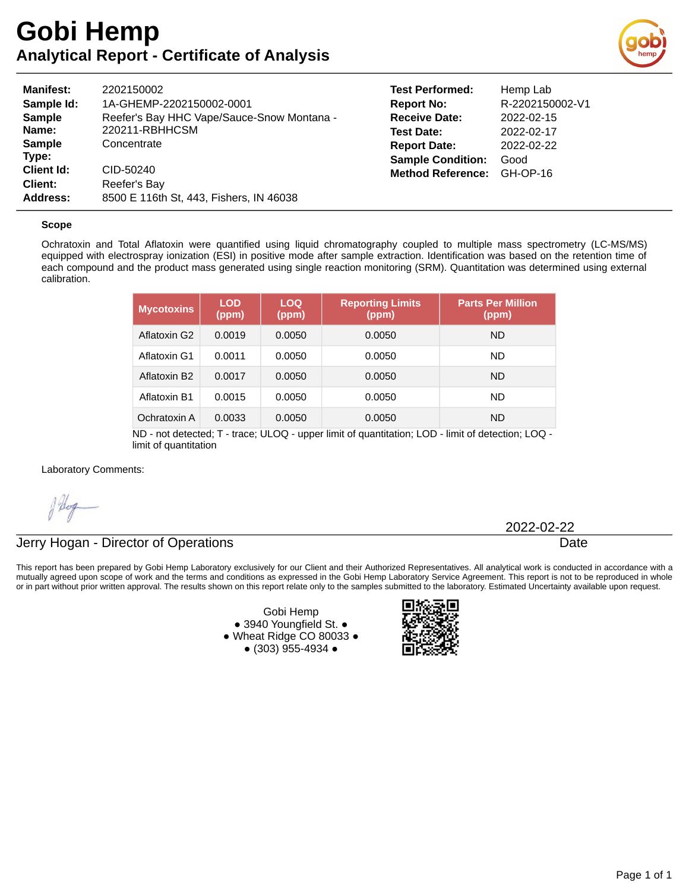# Gobi Hemp

## Analytical Report - Certificate of Analysis

| | | | |
|---|---|---|---|
| **Manifest:** | 2202150002 | **Test Performed:** | Hemp Lab |
| **Sample Id:** | 1A-GHEMP-2202150002-0001 | **Report No:** | R-2202150002-V1 |
| **Sample Name:** | Reefer's Bay HHC Vape/Sauce-Snow Montana - 220211-RBHHCSM | **Receive Date:** | 2022-02-15 |
| **Sample Type:** | Concentrate | **Test Date:** | 2022-02-17 |
| **Client Id:** | CID-50240 | **Report Date:** | 2022-02-22 |
| **Client:** | Reefer's Bay | **Sample Condition:** | Good |
| **Address:** | 8500 E 116th St, 443, Fishers, IN 46038 | **Method Reference:** | GH-OP-16 |

**Scope**

Ochratoxin and Total Aflatoxin were quantified using liquid chromatography coupled to multiple mass spectrometry (LC-MS/MS) equipped with electrospray ionization (ESI) in positive mode after sample extraction. Identification was based on the retention time of each compound and the product mass generated using single reaction monitoring (SRM). Quantitation was determined using external calibration.

| Mycotoxins | LOD (ppm) | LOQ (ppm) | Reporting Limits (ppm) | Parts Per Million (ppm) |
|---|---|---|---|---|
| Aflatoxin G2 | 0.0019 | 0.0050 | 0.0050 | ND |
| Aflatoxin G1 | 0.0011 | 0.0050 | 0.0050 | ND |
| Aflatoxin B2 | 0.0017 | 0.0050 | 0.0050 | ND |
| Aflatoxin B1 | 0.0015 | 0.0050 | 0.0050 | ND |
| Ochratoxin A | 0.0033 | 0.0050 | 0.0050 | ND |

ND - not detected; T - trace; ULOQ - upper limit of quantitation; LOD - limit of detection; LOQ - limit of quantitation

Laboratory Comments:

Jerry Hogan - Director of Operations

2022-02-22
Date

This report has been prepared by Gobi Hemp Laboratory exclusively for our Client and their Authorized Representatives. All analytical work is conducted in accordance with a mutually agreed upon scope of work and the terms and conditions as expressed in the Gobi Hemp Laboratory Service Agreement. This report is not to be reproduced in whole or in part without prior written approval. The results shown on this report relate only to the samples submitted to the laboratory. Estimated Uncertainty available upon request.

Gobi Hemp
● 3940 Youngfield St. ●
● Wheat Ridge CO 80033 ●
● (303) 955-4934 ●